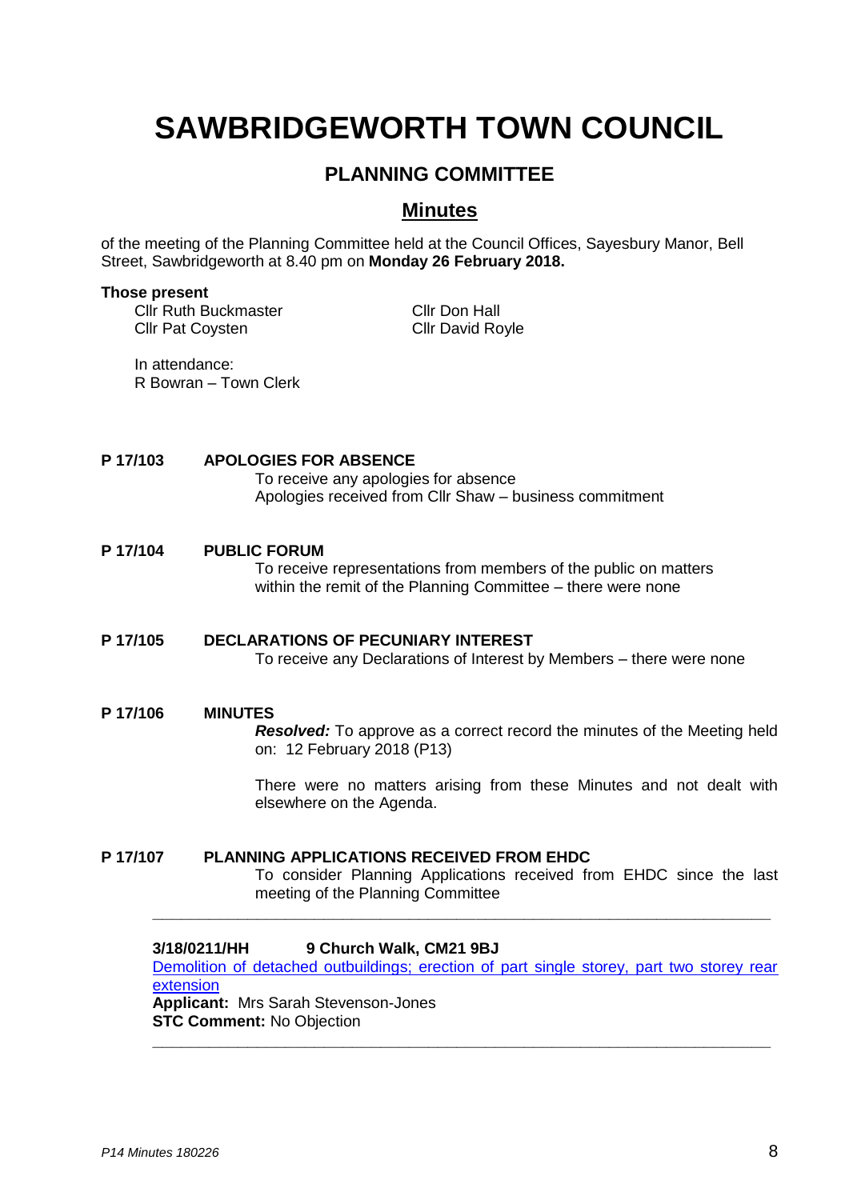# SAWBRIDGEWORTH TOWN COUNCIL

## PLANNING COMMITTEE

## Minutes

of the meeting of the Planning Committee held at the Council Offices, Sayesbury Manor, Bell Street, Sawbridgeworth at 8.40 pm on **Monday 26 February 2018.**

**Those present**

Cllr Ruth Buckmaster
Cllr Pat Coysten
Cllr Don Hall
Cllr David Royle

In attendance:
R Bowran – Town Clerk

**P 17/103 APOLOGIES FOR ABSENCE**

To receive any apologies for absence
Apologies received from Cllr Shaw – business commitment

**P 17/104 PUBLIC FORUM**

To receive representations from members of the public on matters within the remit of the Planning Committee – there were none

**P 17/105 DECLARATIONS OF PECUNIARY INTEREST**

To receive any Declarations of Interest by Members – there were none

**P 17/106 MINUTES**

***Resolved:*** To approve as a correct record the minutes of the Meeting held on: 12 February 2018 (P13)

There were no matters arising from these Minutes and not dealt with elsewhere on the Agenda.

**P 17/107 PLANNING APPLICATIONS RECEIVED FROM EHDC**

To consider Planning Applications received from EHDC since the last meeting of the Planning Committee

---

**3/18/0211/HH 9 Church Walk, CM21 9BJ**
Demolition of detached outbuildings; erection of part single storey, part two storey rear extension
**Applicant:** Mrs Sarah Stevenson-Jones
**STC Comment:** No Objection

---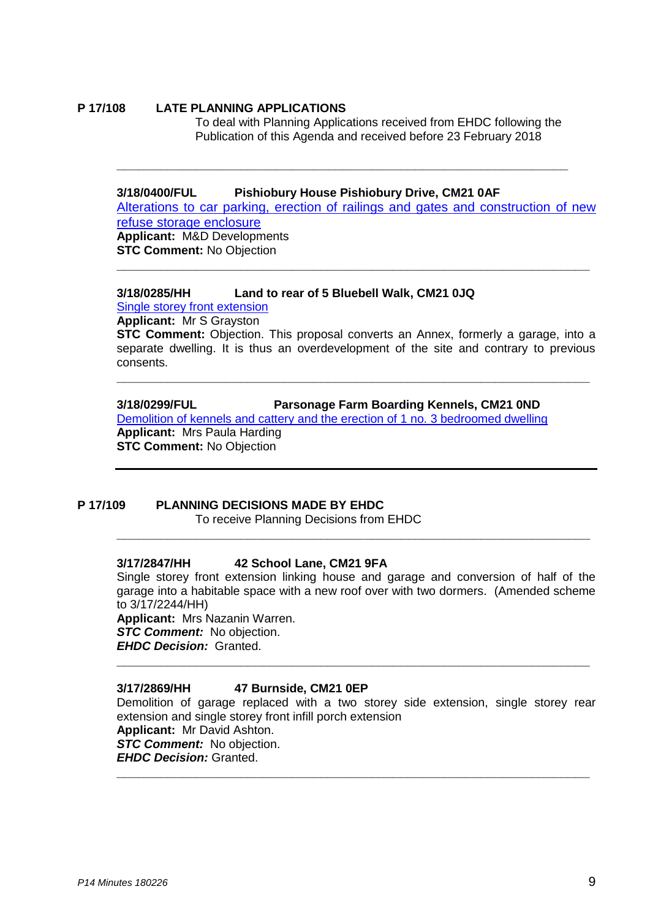## P 17/108 LATE PLANNING APPLICATIONS

To deal with Planning Applications received from EHDC following the Publication of this Agenda and received before 23 February 2018

---

**3/18/0400/FUL Pishiobury House Pishiobury Drive, CM21 0AF**

Alterations to car parking, erection of railings and gates and construction of new refuse storage enclosure

**Applicant:** M&D Developments

**STC Comment:** No Objection

---

**3/18/0285/HH Land to rear of 5 Bluebell Walk, CM21 0JQ**

Single storey front extension

**Applicant:** Mr S Grayston

**STC Comment:** Objection. This proposal converts an Annex, formerly a garage, into a separate dwelling. It is thus an overdevelopment of the site and contrary to previous consents.

---

**3/18/0299/FUL Parsonage Farm Boarding Kennels, CM21 0ND**

Demolition of kennels and cattery and the erection of 1 no. 3 bedroomed dwelling

**Applicant:** Mrs Paula Harding

**STC Comment:** No Objection

---

## P 17/109 PLANNING DECISIONS MADE BY EHDC

To receive Planning Decisions from EHDC

---

**3/17/2847/HH 42 School Lane, CM21 9FA**

Single storey front extension linking house and garage and conversion of half of the garage into a habitable space with a new roof over with two dormers. (Amended scheme to 3/17/2244/HH)

**Applicant:** Mrs Nazanin Warren.

***STC Comment:*** No objection.

***EHDC Decision:*** Granted.

---

**3/17/2869/HH 47 Burnside, CM21 0EP**

Demolition of garage replaced with a two storey side extension, single storey rear extension and single storey front infill porch extension

**Applicant:** Mr David Ashton.

***STC Comment:*** No objection.

***EHDC Decision:*** Granted.

---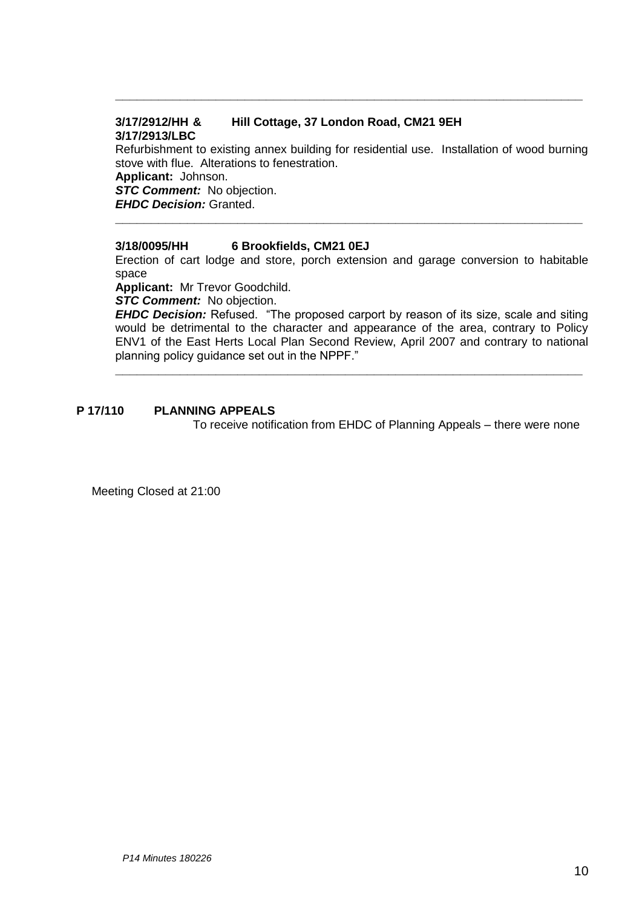---

**3/17/2912/HH & 3/17/2913/LBC** **Hill Cottage, 37 London Road, CM21 9EH**

Refurbishment to existing annex building for residential use. Installation of wood burning stove with flue. Alterations to fenestration.

**Applicant:** Johnson.

***STC Comment:*** No objection.

***EHDC Decision:*** Granted.

---

**3/18/0095/HH** **6 Brookfields, CM21 0EJ**

Erection of cart lodge and store, porch extension and garage conversion to habitable space

**Applicant:** Mr Trevor Goodchild.

***STC Comment:*** No objection.

***EHDC Decision:*** Refused. "The proposed carport by reason of its size, scale and siting would be detrimental to the character and appearance of the area, contrary to Policy ENV1 of the East Herts Local Plan Second Review, April 2007 and contrary to national planning policy guidance set out in the NPPF."

---

**P 17/110 PLANNING APPEALS**

To receive notification from EHDC of Planning Appeals – there were none

Meeting Closed at 21:00

*P14 Minutes 180226*